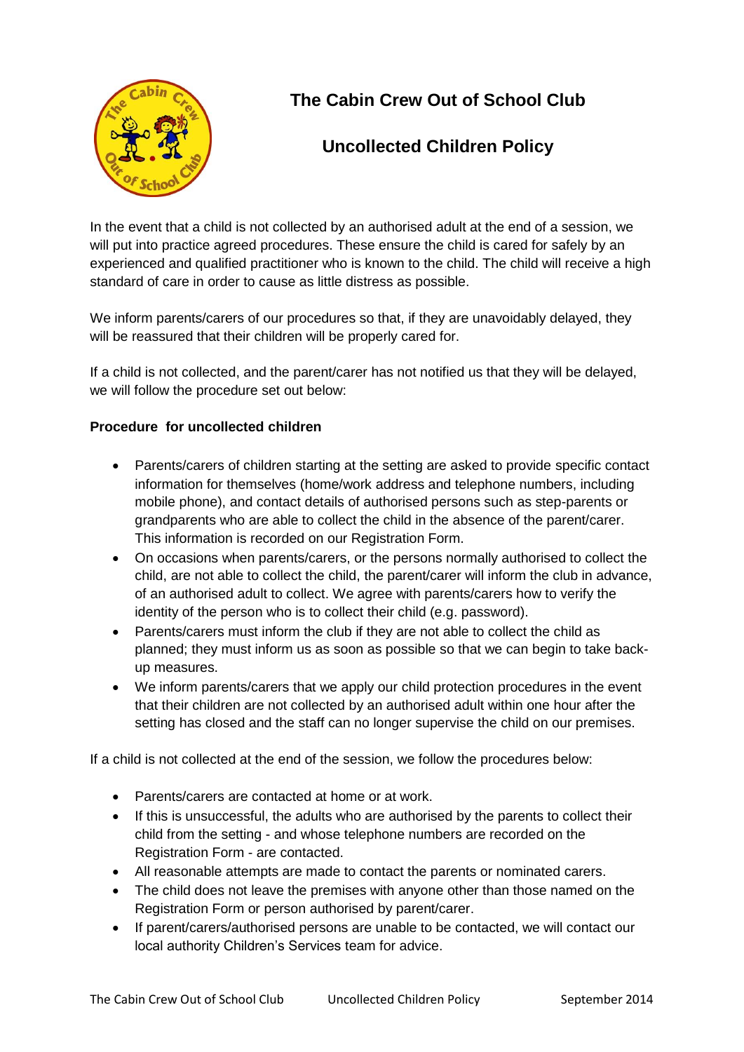# The Cabin Crew Out of School Club

## Uncollected Children Policy

In the event that a child is not collected by an authorised adult at the end of a session, we will put into practice agreed procedures. These ensure the child is cared for safely by an experienced and qualified practitioner who is known to the child. The child will receive a high standard of care in order to cause as little distress as possible.

We inform parents/carers of our procedures so that, if they are unavoidably delayed, they will be reassured that their children will be properly cared for.

If a child is not collected, and the parent/carer has not notified us that they will be delayed, we will follow the procedure set out below:

**Procedure for uncollected children**

- Parents/carers of children starting at the setting are asked to provide specific contact information for themselves (home/work address and telephone numbers, including mobile phone), and contact details of authorised persons such as step-parents or grandparents who are able to collect the child in the absence of the parent/carer. This information is recorded on our Registration Form.
- On occasions when parents/carers, or the persons normally authorised to collect the child, are not able to collect the child, the parent/carer will inform the club in advance, of an authorised adult to collect. We agree with parents/carers how to verify the identity of the person who is to collect their child (e.g. password).
- Parents/carers must inform the club if they are not able to collect the child as planned; they must inform us as soon as possible so that we can begin to take back-up measures.
- We inform parents/carers that we apply our child protection procedures in the event that their children are not collected by an authorised adult within one hour after the setting has closed and the staff can no longer supervise the child on our premises.

If a child is not collected at the end of the session, we follow the procedures below:

- Parents/carers are contacted at home or at work.
- If this is unsuccessful, the adults who are authorised by the parents to collect their child from the setting - and whose telephone numbers are recorded on the Registration Form - are contacted.
- All reasonable attempts are made to contact the parents or nominated carers.
- The child does not leave the premises with anyone other than those named on the Registration Form or person authorised by parent/carer.
- If parent/carers/authorised persons are unable to be contacted, we will contact our local authority Children's Services team for advice.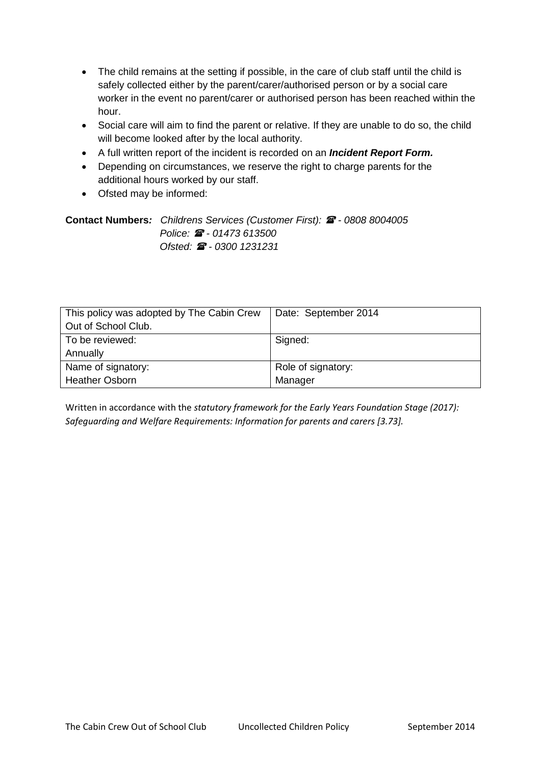- The child remains at the setting if possible, in the care of club staff until the child is safely collected either by the parent/carer/authorised person or by a social care worker in the event no parent/carer or authorised person has been reached within the hour.
- Social care will aim to find the parent or relative. If they are unable to do so, the child will become looked after by the local authority.
- A full written report of the incident is recorded on an ***Incident Report Form.***
- Depending on circumstances, we reserve the right to charge parents for the additional hours worked by our staff.
- Ofsted may be informed:

**Contact Numbers*:*** *Childrens Services (Customer First): ☎ - 0808 8004005*
*Police: ☎ - 01473 613500*
*Ofsted: ☎ - 0300 1231231*

| | |
|---|---|
| This policy was adopted by The Cabin Crew Out of School Club. | Date: September 2014 |
| To be reviewed: Annually | Signed: |
| Name of signatory: Heather Osborn | Role of signatory: Manager |

Written in accordance with the *statutory framework for the Early Years Foundation Stage (2017): Safeguarding and Welfare Requirements: Information for parents and carers [3.73].*